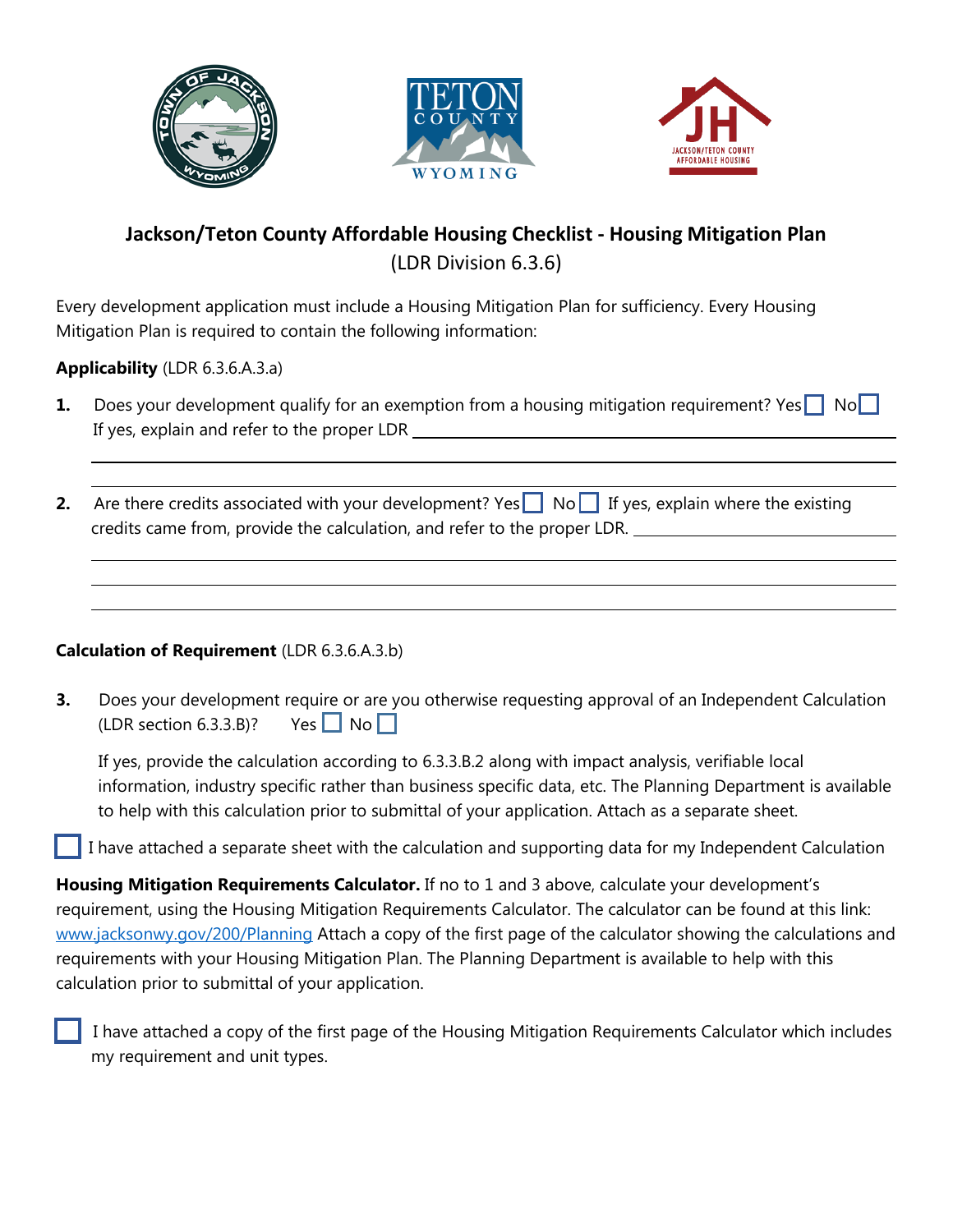# Jackson/Teton County Affordable Housing Checklist - Housing Mitigation Plan

(LDR Division 6.3.6)

Every development application must include a Housing Mitigation Plan for sufficiency. Every Housing Mitigation Plan is required to contain the following information:

**Applicability** (LDR 6.3.6.A.3.a)

**1.** Does your development qualify for an exemption from a housing mitigation requirement? Yes ☐ No ☐
If yes, explain and refer to the proper LDR ____________________________________________

____________________________________________

____________________________________________

**2.** Are there credits associated with your development? Yes ☐ No ☐ If yes, explain where the existing credits came from, provide the calculation, and refer to the proper LDR. ____________________

____________________________________________

____________________________________________

____________________________________________

**Calculation of Requirement** (LDR 6.3.6.A.3.b)

**3.** Does your development require or are you otherwise requesting approval of an Independent Calculation (LDR section 6.3.3.B)? Yes ☐ No ☐

If yes, provide the calculation according to 6.3.3.B.2 along with impact analysis, verifiable local information, industry specific rather than business specific data, etc. The Planning Department is available to help with this calculation prior to submittal of your application. Attach as a separate sheet.

☐ I have attached a separate sheet with the calculation and supporting data for my Independent Calculation

**Housing Mitigation Requirements Calculator.** If no to 1 and 3 above, calculate your development's requirement, using the Housing Mitigation Requirements Calculator. The calculator can be found at this link: www.jacksonwy.gov/200/Planning Attach a copy of the first page of the calculator showing the calculations and requirements with your Housing Mitigation Plan. The Planning Department is available to help with this calculation prior to submittal of your application.

☐ I have attached a copy of the first page of the Housing Mitigation Requirements Calculator which includes my requirement and unit types.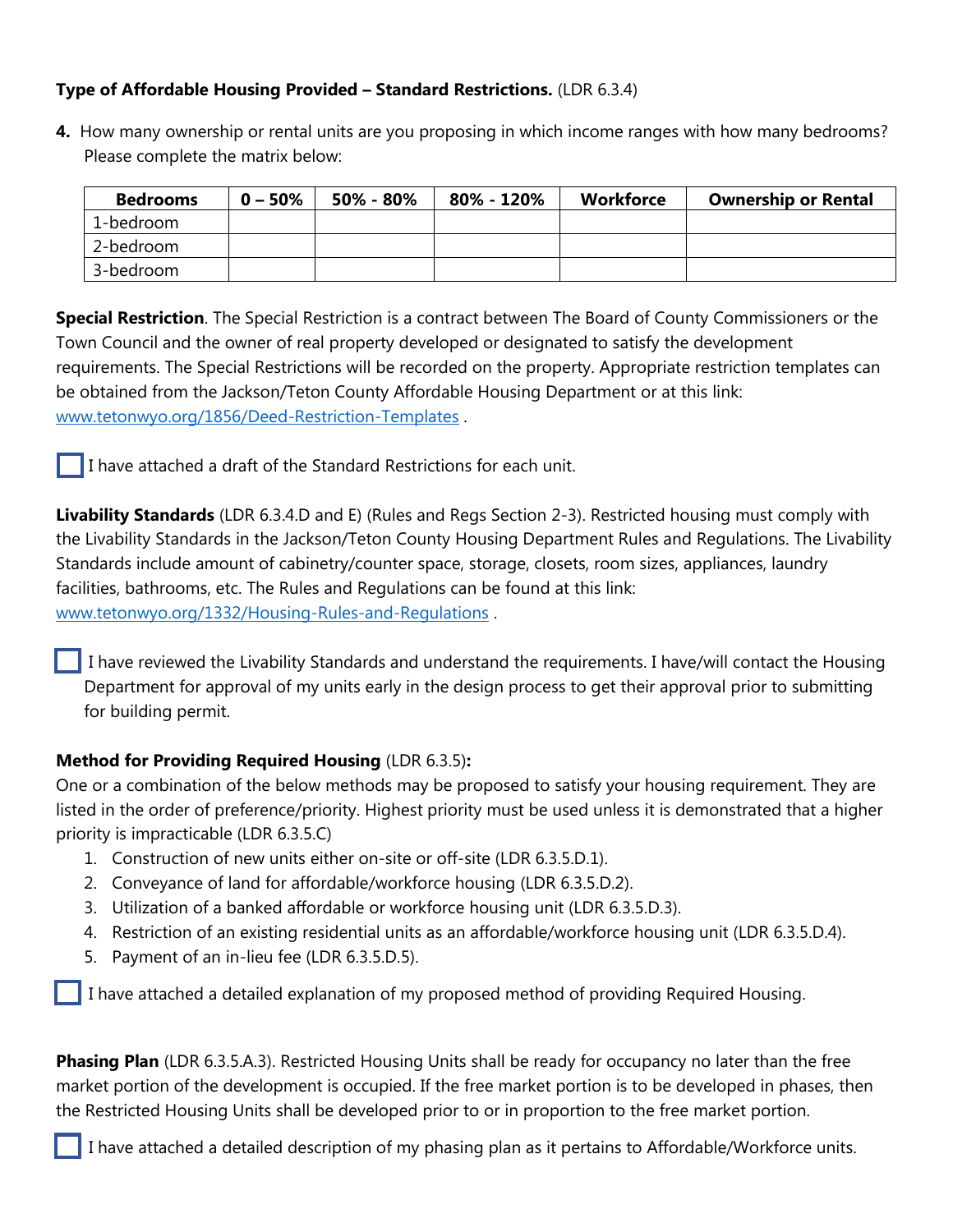**Type of Affordable Housing Provided – Standard Restrictions.** (LDR 6.3.4)

**4.** How many ownership or rental units are you proposing in which income ranges with how many bedrooms? Please complete the matrix below:

| Bedrooms | 0 – 50% | 50% - 80% | 80% - 120% | Workforce | Ownership or Rental |
|---|---|---|---|---|---|
| 1-bedroom | | | | | |
| 2-bedroom | | | | | |
| 3-bedroom | | | | | |

**Special Restriction**. The Special Restriction is a contract between The Board of County Commissioners or the Town Council and the owner of real property developed or designated to satisfy the development requirements. The Special Restrictions will be recorded on the property. Appropriate restriction templates can be obtained from the Jackson/Teton County Affordable Housing Department or at this link: www.tetonwyo.org/1856/Deed-Restriction-Templates .

☐ I have attached a draft of the Standard Restrictions for each unit.

**Livability Standards** (LDR 6.3.4.D and E) (Rules and Regs Section 2-3). Restricted housing must comply with the Livability Standards in the Jackson/Teton County Housing Department Rules and Regulations. The Livability Standards include amount of cabinetry/counter space, storage, closets, room sizes, appliances, laundry facilities, bathrooms, etc. The Rules and Regulations can be found at this link: www.tetonwyo.org/1332/Housing-Rules-and-Regulations .

☐ I have reviewed the Livability Standards and understand the requirements. I have/will contact the Housing Department for approval of my units early in the design process to get their approval prior to submitting for building permit.

**Method for Providing Required Housing** (LDR 6.3.5)**:**
One or a combination of the below methods may be proposed to satisfy your housing requirement. They are listed in the order of preference/priority. Highest priority must be used unless it is demonstrated that a higher priority is impracticable (LDR 6.3.5.C)

1. Construction of new units either on-site or off-site (LDR 6.3.5.D.1).
2. Conveyance of land for affordable/workforce housing (LDR 6.3.5.D.2).
3. Utilization of a banked affordable or workforce housing unit (LDR 6.3.5.D.3).
4. Restriction of an existing residential units as an affordable/workforce housing unit (LDR 6.3.5.D.4).
5. Payment of an in-lieu fee (LDR 6.3.5.D.5).

☐ I have attached a detailed explanation of my proposed method of providing Required Housing.

**Phasing Plan** (LDR 6.3.5.A.3). Restricted Housing Units shall be ready for occupancy no later than the free market portion of the development is occupied. If the free market portion is to be developed in phases, then the Restricted Housing Units shall be developed prior to or in proportion to the free market portion.

☐ I have attached a detailed description of my phasing plan as it pertains to Affordable/Workforce units.